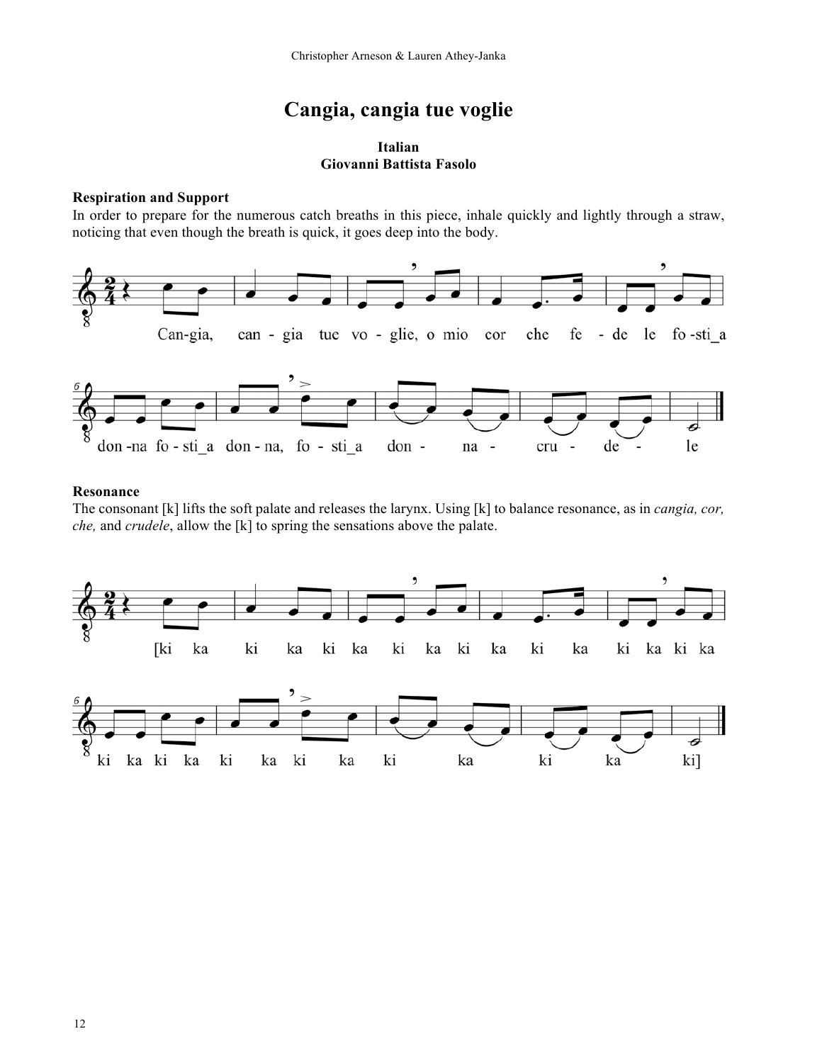# Cangia, cangia tue voglie

**Italian**
**Giovanni Battista Fasolo**

### Respiration and Support

In order to prepare for the numerous catch breaths in this piece, inhale quickly and lightly through a straw, noticing that even though the breath is quick, it goes deep into the body.

Can-gia, can - gia tue vo - glie, o mio cor che fe - de le fo -sti_a don -na fo - sti_a don - na, fo - sti_a don - na - cru - de - le

### Resonance

The consonant [k] lifts the soft palate and releases the larynx. Using [k] to balance resonance, as in *cangia, cor, che,* and *crudele*, allow the [k] to spring the sensations above the palate.

[ki ka ki ka ki ka ki ka ki ka ki ka ki ka ki ka ki ka ki ka ki ka ki ka ki ka ki ka ki]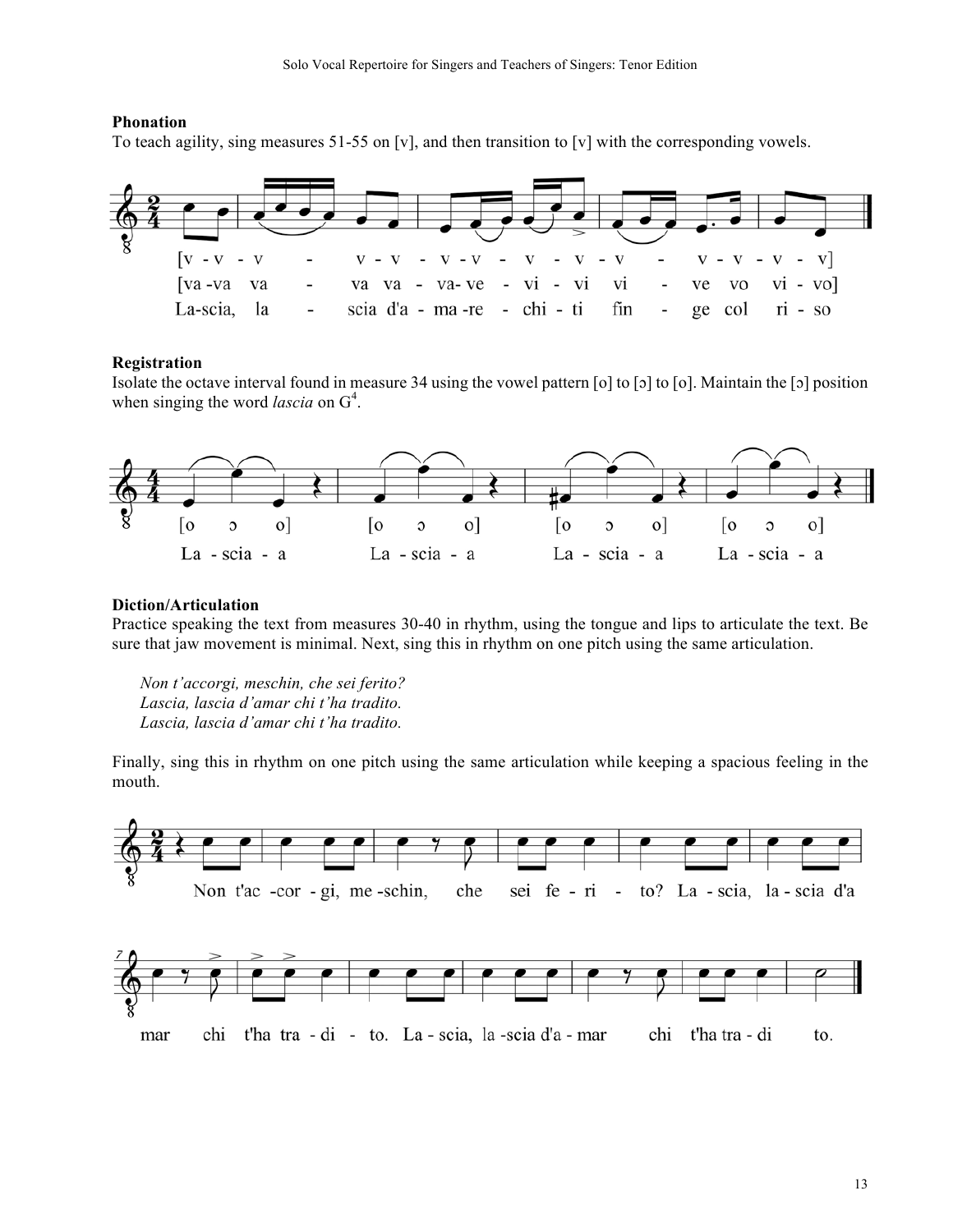### Phonation

To teach agility, sing measures 51-55 on [v], and then transition to [v] with the corresponding vowels.

[v - v - v - v - v - v - v - v - v - v - v - v - v - v]

[va -va va - va va - va- ve - vi - vi vi - ve vo vi - vo]

La-scia, la - scia d'a - ma -re - chi - ti fin - ge col ri - so

### Registration

Isolate the octave interval found in measure 34 using the vowel pattern [o] to [ɔ] to [o]. Maintain the [ɔ] position when singing the word *lascia* on $G^4$.

[o ɔ o] [o ɔ o] [o ɔ o] [o ɔ o]

La - scia - a La - scia - a La - scia - a La - scia - a

### Diction/Articulation

Practice speaking the text from measures 30-40 in rhythm, using the tongue and lips to articulate the text. Be sure that jaw movement is minimal. Next, sing this in rhythm on one pitch using the same articulation.

*Non t'accorgi, meschin, che sei ferito?*
*Lascia, lascia d'amar chi t'ha tradito.*
*Lascia, lascia d'amar chi t'ha tradito.*

Finally, sing this in rhythm on one pitch using the same articulation while keeping a spacious feeling in the mouth.

Non t'ac -cor - gi, me -schin, che sei fe - ri - to? La - scia, la - scia d'a

mar chi t'ha tra - di - to. La - scia, la -scia d'a - mar chi t'ha tra - di to.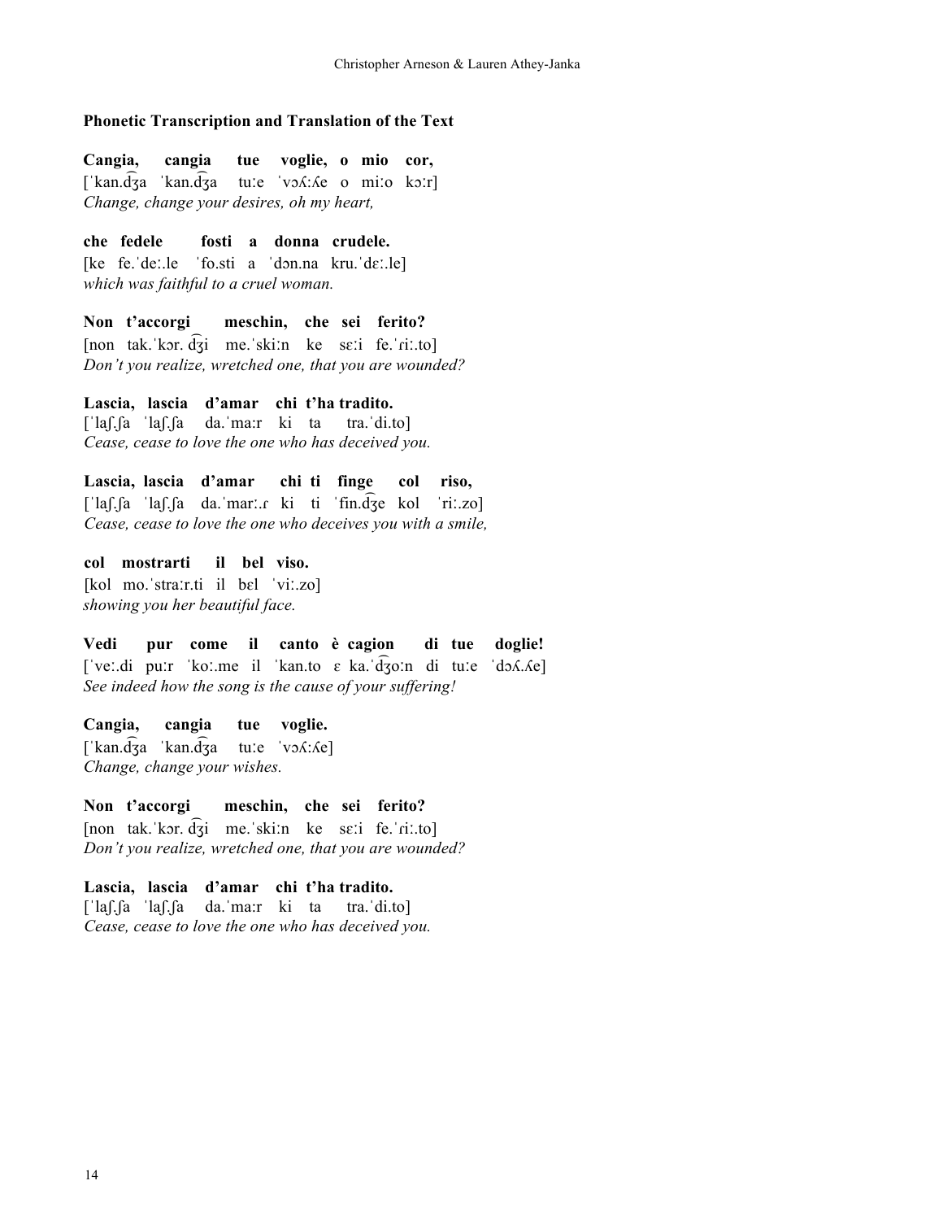### Phonetic Transcription and Translation of the Text

**Cangia, cangia tue voglie, o mio cor,**
[ˈkan.d͡ʒa ˈkan.d͡ʒa tuːe ˈvɔʎːʎe o miːo kɔːr]
*Change, change your desires, oh my heart,*

**che fedele fosti a donna crudele.**
[ke fe.ˈdeː.le ˈfo.sti a ˈdɔn.na kru.ˈdɛː.le]
*which was faithful to a cruel woman.*

**Non t'accorgi meschin, che sei ferito?**
[non tak.ˈkɔr. d͡ʒi me.ˈskiːn ke sɛːi fe.ˈɾiː.to]
*Don't you realize, wretched one, that you are wounded?*

**Lascia, lascia d'amar chi t'ha tradito.**
[ˈlaʃ.ʃa ˈlaʃ.ʃa da.ˈmaːr ki ta tra.ˈdi.to]
*Cease, cease to love the one who has deceived you.*

**Lascia, lascia d'amar chi ti finge col riso,**
[ˈlaʃ.ʃa ˈlaʃ.ʃa da.ˈmarː.ɾ ki ti ˈfin.d͡ʒe kol ˈriː.zo]
*Cease, cease to love the one who deceives you with a smile,*

**col mostrarti il bel viso.**
[kol mo.ˈstraː.r.ti il bɛl ˈviː.zo]
*showing you her beautiful face.*

**Vedi pur come il canto è cagion di tue doglie!**
[ˈveː.di puːr ˈkoː.me il ˈkan.to ɛ ka.ˈd͡ʒoːn di tuːe ˈdɔʎ.ʎe]
*See indeed how the song is the cause of your suffering!*

**Cangia, cangia tue voglie.**
[ˈkan.d͡ʒa ˈkan.d͡ʒa tuːe ˈvɔʎːʎe]
*Change, change your wishes.*

**Non t'accorgi meschin, che sei ferito?**
[non tak.ˈkɔr. d͡ʒi me.ˈskiːn ke sɛːi fe.ˈɾiː.to]
*Don't you realize, wretched one, that you are wounded?*

**Lascia, lascia d'amar chi t'ha tradito.**
[ˈlaʃ.ʃa ˈlaʃ.ʃa da.ˈmaːr ki ta tra.ˈdi.to]
*Cease, cease to love the one who has deceived you.*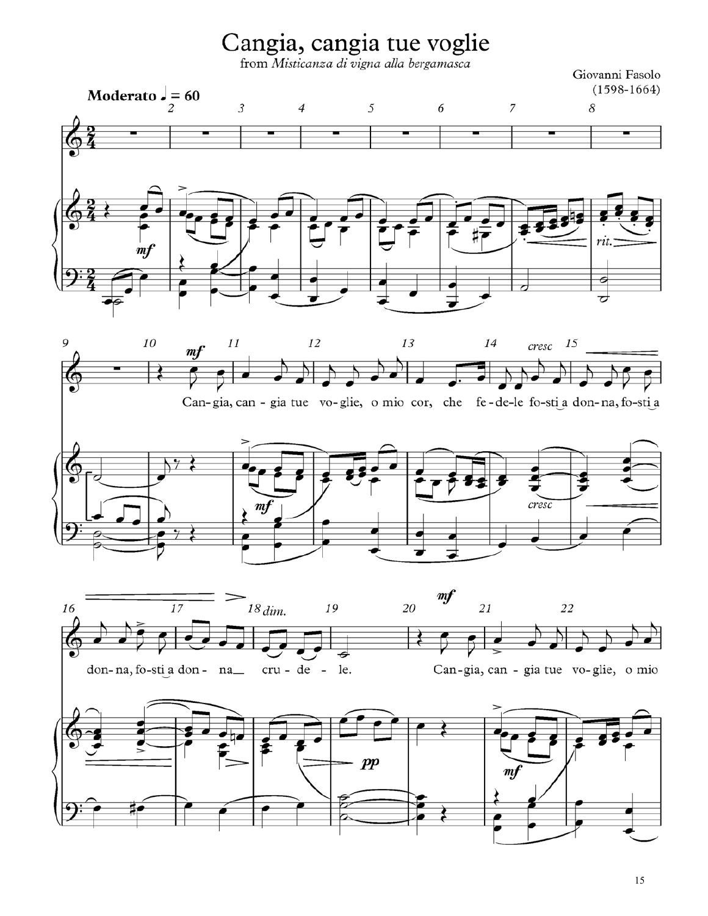# Cangia, cangia tue voglie

from *Misticanza di vigna alla bergamasca*

Giovanni Fasolo
(1598-1664)

**Moderato** ♩ = 60

Can-gia, can-gia tue vo-glie, o mio cor, che fe-de-le fo-sti a don-na, fo-sti a don-na, fo-sti a don-na cru-de-le.

Can-gia, can-gia tue vo-glie, o mio